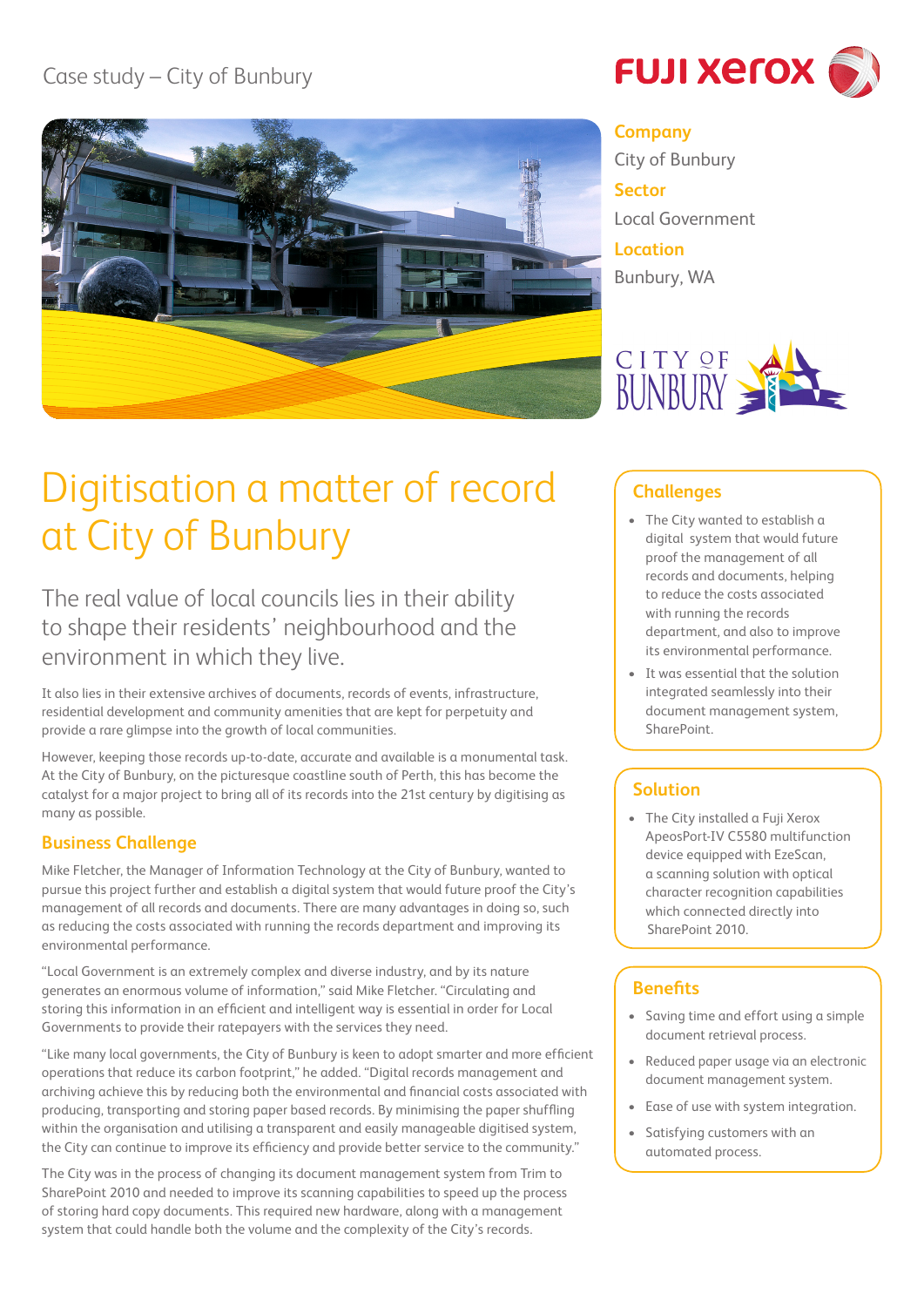Case study – City of Bunbury

**Company**
City of Bunbury

**Sector**
Local Government

**Location**
Bunbury, WA

# Digitisation a matter of record at City of Bunbury

## The real value of local councils lies in their ability to shape their residents' neighbourhood and the environment in which they live.

It also lies in their extensive archives of documents, records of events, infrastructure, residential development and community amenities that are kept for perpetuity and provide a rare glimpse into the growth of local communities.

However, keeping those records up-to-date, accurate and available is a monumental task. At the City of Bunbury, on the picturesque coastline south of Perth, this has become the catalyst for a major project to bring all of its records into the 21st century by digitising as many as possible.

### Business Challenge

Mike Fletcher, the Manager of Information Technology at the City of Bunbury, wanted to pursue this project further and establish a digital system that would future proof the City's management of all records and documents. There are many advantages in doing so, such as reducing the costs associated with running the records department and improving its environmental performance.

"Local Government is an extremely complex and diverse industry, and by its nature generates an enormous volume of information," said Mike Fletcher. "Circulating and storing this information in an efficient and intelligent way is essential in order for Local Governments to provide their ratepayers with the services they need.

"Like many local governments, the City of Bunbury is keen to adopt smarter and more efficient operations that reduce its carbon footprint," he added. "Digital records management and archiving achieve this by reducing both the environmental and financial costs associated with producing, transporting and storing paper based records. By minimising the paper shuffling within the organisation and utilising a transparent and easily manageable digitised system, the City can continue to improve its efficiency and provide better service to the community."

The City was in the process of changing its document management system from Trim to SharePoint 2010 and needed to improve its scanning capabilities to speed up the process of storing hard copy documents. This required new hardware, along with a management system that could handle both the volume and the complexity of the City's records.

### Challenges

- The City wanted to establish a digital system that would future proof the management of all records and documents, helping to reduce the costs associated with running the records department, and also to improve its environmental performance.
- It was essential that the solution integrated seamlessly into their document management system, SharePoint.

### Solution

- The City installed a Fuji Xerox ApeosPort-IV C5580 multifunction device equipped with EzeScan, a scanning solution with optical character recognition capabilities which connected directly into SharePoint 2010.

### Benefits

- Saving time and effort using a simple document retrieval process.
- Reduced paper usage via an electronic document management system.
- Ease of use with system integration.
- Satisfying customers with an automated process.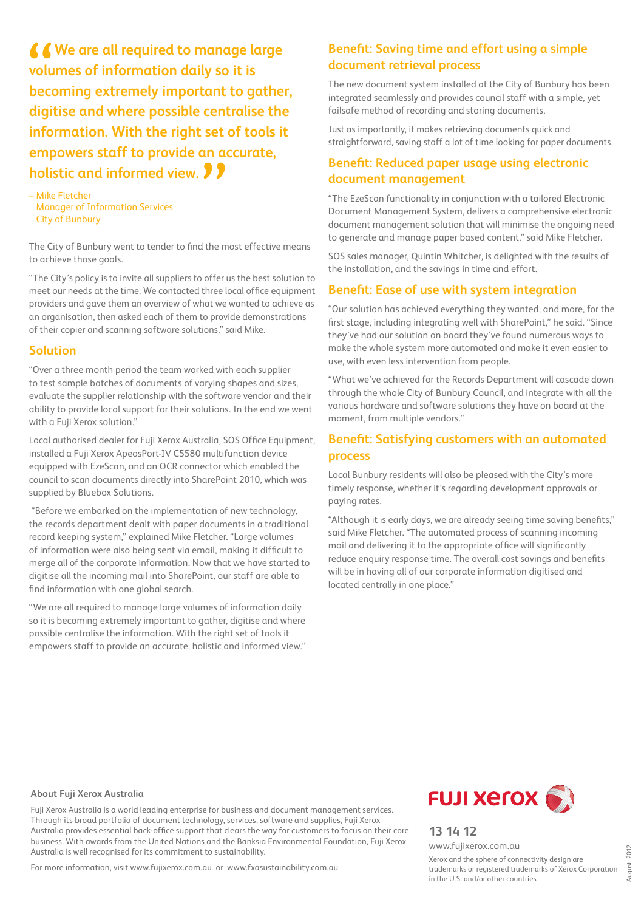> “We are all required to manage large volumes of information daily so it is becoming extremely important to gather, digitise and where possible centralise the information. With the right set of tools it empowers staff to provide an accurate, holistic and informed view.”
>
> – Mike Fletcher
> Manager of Information Services
> City of Bunbury

The City of Bunbury went to tender to find the most effective means to achieve those goals.

“The City’s policy is to invite all suppliers to offer us the best solution to meet our needs at the time. We contacted three local office equipment providers and gave them an overview of what we wanted to achieve as an organisation, then asked each of them to provide demonstrations of their copier and scanning software solutions,” said Mike.

## Solution

“Over a three month period the team worked with each supplier to test sample batches of documents of varying shapes and sizes, evaluate the supplier relationship with the software vendor and their ability to provide local support for their solutions. In the end we went with a Fuji Xerox solution.”

Local authorised dealer for Fuji Xerox Australia, SOS Office Equipment, installed a Fuji Xerox ApeosPort-IV C5580 multifunction device equipped with EzeScan, and an OCR connector which enabled the council to scan documents directly into SharePoint 2010, which was supplied by Bluebox Solutions.

“Before we embarked on the implementation of new technology, the records department dealt with paper documents in a traditional record keeping system,” explained Mike Fletcher. “Large volumes of information were also being sent via email, making it difficult to merge all of the corporate information. Now that we have started to digitise all the incoming mail into SharePoint, our staff are able to find information with one global search.

“We are all required to manage large volumes of information daily so it is becoming extremely important to gather, digitise and where possible centralise the information. With the right set of tools it empowers staff to provide an accurate, holistic and informed view.”

## Benefit: Saving time and effort using a simple document retrieval process

The new document system installed at the City of Bunbury has been integrated seamlessly and provides council staff with a simple, yet failsafe method of recording and storing documents.

Just as importantly, it makes retrieving documents quick and straightforward, saving staff a lot of time looking for paper documents.

## Benefit: Reduced paper usage using electronic document management

“The EzeScan functionality in conjunction with a tailored Electronic Document Management System, delivers a comprehensive electronic document management solution that will minimise the ongoing need to generate and manage paper based content,” said Mike Fletcher.

SOS sales manager, Quintin Whitcher, is delighted with the results of the installation, and the savings in time and effort.

## Benefit: Ease of use with system integration

“Our solution has achieved everything they wanted, and more, for the first stage, including integrating well with SharePoint,” he said. “Since they’ve had our solution on board they’ve found numerous ways to make the whole system more automated and make it even easier to use, with even less intervention from people.

“What we’ve achieved for the Records Department will cascade down through the whole City of Bunbury Council, and integrate with all the various hardware and software solutions they have on board at the moment, from multiple vendors.”

## Benefit: Satisfying customers with an automated process

Local Bunbury residents will also be pleased with the City’s more timely response, whether it’s regarding development approvals or paying rates.

“Although it is early days, we are already seeing time saving benefits,” said Mike Fletcher. “The automated process of scanning incoming mail and delivering it to the appropriate office will significantly reduce enquiry response time. The overall cost savings and benefits will be in having all of our corporate information digitised and located centrally in one place.”

---

**About Fuji Xerox Australia**

Fuji Xerox Australia is a world leading enterprise for business and document management services. Through its broad portfolio of document technology, services, software and supplies, Fuji Xerox Australia provides essential back-office support that clears the way for customers to focus on their core business. With awards from the United Nations and the Banksia Environmental Foundation, Fuji Xerox Australia is well recognised for its commitment to sustainability.

For more information, visit www.fujixerox.com.au or www.fxasustainability.com.au

FUJI XEROX

**13 14 12**

www.fujixerox.com.au

Xerox and the sphere of connectivity design are trademarks or registered trademarks of Xerox Corporation in the U.S. and/or other countries

August 2012